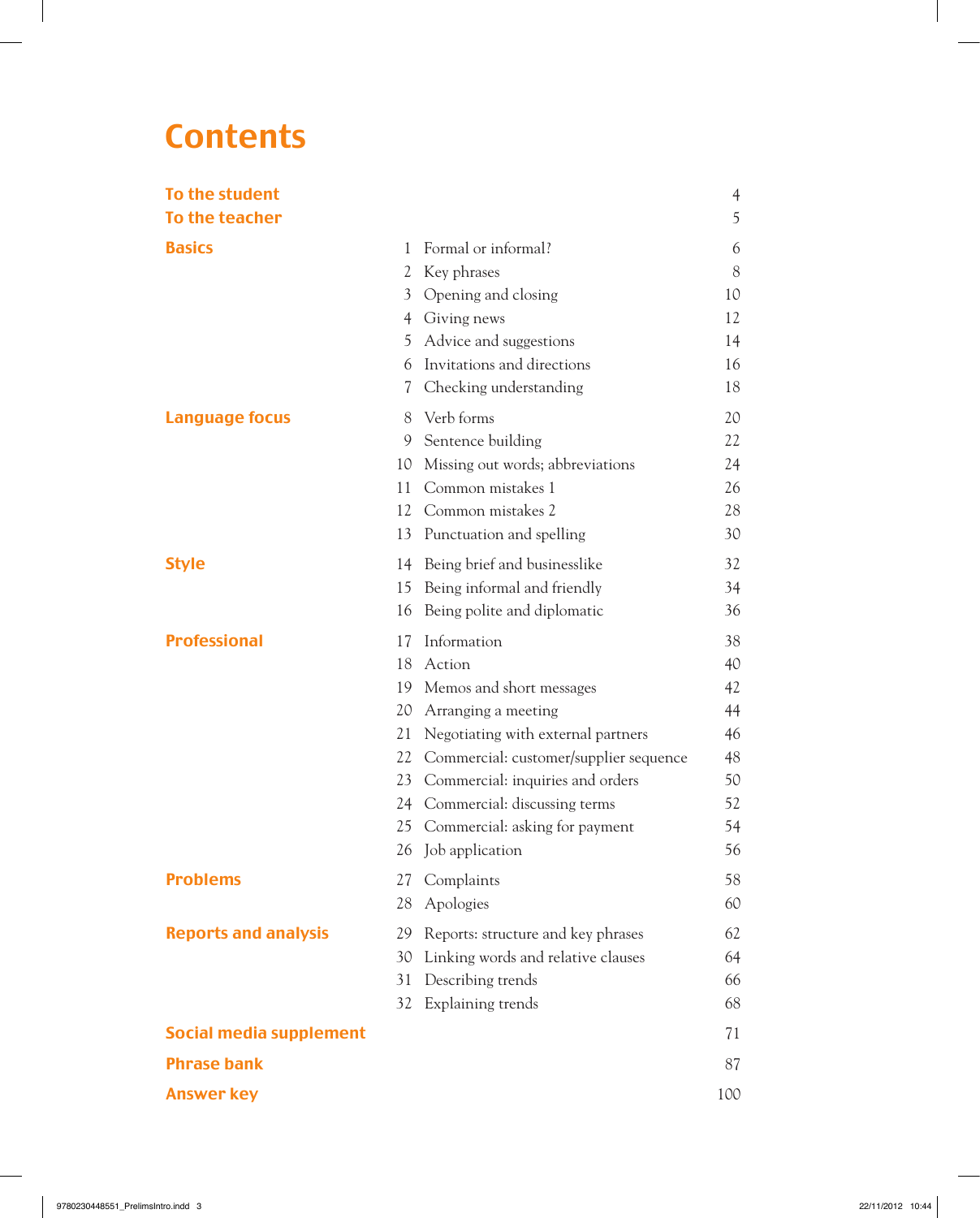# Contents

| | | | |
|---|---|---|---|
| **To the student** | | | 4 |
| **To the teacher** | | | 5 |
| **Basics** | 1 | Formal or informal? | 6 |
| | 2 | Key phrases | 8 |
| | 3 | Opening and closing | 10 |
| | 4 | Giving news | 12 |
| | 5 | Advice and suggestions | 14 |
| | 6 | Invitations and directions | 16 |
| | 7 | Checking understanding | 18 |
| **Language focus** | 8 | Verb forms | 20 |
| | 9 | Sentence building | 22 |
| | 10 | Missing out words; abbreviations | 24 |
| | 11 | Common mistakes 1 | 26 |
| | 12 | Common mistakes 2 | 28 |
| | 13 | Punctuation and spelling | 30 |
| **Style** | 14 | Being brief and businesslike | 32 |
| | 15 | Being informal and friendly | 34 |
| | 16 | Being polite and diplomatic | 36 |
| **Professional** | 17 | Information | 38 |
| | 18 | Action | 40 |
| | 19 | Memos and short messages | 42 |
| | 20 | Arranging a meeting | 44 |
| | 21 | Negotiating with external partners | 46 |
| | 22 | Commercial: customer/supplier sequence | 48 |
| | 23 | Commercial: inquiries and orders | 50 |
| | 24 | Commercial: discussing terms | 52 |
| | 25 | Commercial: asking for payment | 54 |
| | 26 | Job application | 56 |
| **Problems** | 27 | Complaints | 58 |
| | 28 | Apologies | 60 |
| **Reports and analysis** | 29 | Reports: structure and key phrases | 62 |
| | 30 | Linking words and relative clauses | 64 |
| | 31 | Describing trends | 66 |
| | 32 | Explaining trends | 68 |
| **Social media supplement** | | | 71 |
| **Phrase bank** | | | 87 |
| **Answer key** | | | 100 |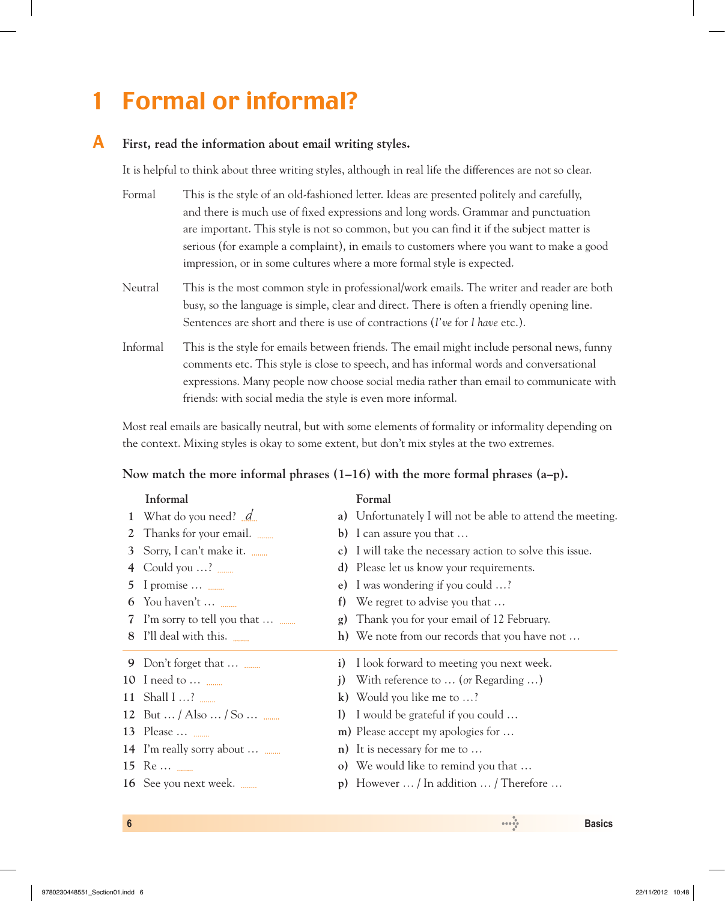# 1 Formal or informal?

**A** **First, read the information about email writing styles.**

It is helpful to think about three writing styles, although in real life the differences are not so clear.

Formal — This is the style of an old-fashioned letter. Ideas are presented politely and carefully, and there is much use of fixed expressions and long words. Grammar and punctuation are important. This style is not so common, but you can find it if the subject matter is serious (for example a complaint), in emails to customers where you want to make a good impression, or in some cultures where a more formal style is expected.

Neutral — This is the most common style in professional/work emails. The writer and reader are both busy, so the language is simple, clear and direct. There is often a friendly opening line. Sentences are short and there is use of contractions (*I've* for *I have* etc.).

Informal — This is the style for emails between friends. The email might include personal news, funny comments etc. This style is close to speech, and has informal words and conversational expressions. Many people now choose social media rather than email to communicate with friends: with social media the style is even more informal.

Most real emails are basically neutral, but with some elements of formality or informality depending on the context. Mixing styles is okay to some extent, but don't mix styles at the two extremes.

**Now match the more informal phrases (1–16) with the more formal phrases (a–p).**

| Informal | Formal |
|---|---|
| 1 What do you need? *d* | a) Unfortunately I will not be able to attend the meeting. |
| 2 Thanks for your email. ........ | b) I can assure you that … |
| 3 Sorry, I can't make it. ........ | c) I will take the necessary action to solve this issue. |
| 4 Could you …? ........ | d) Please let us know your requirements. |
| 5 I promise … ........ | e) I was wondering if you could …? |
| 6 You haven't … ........ | f) We regret to advise you that … |
| 7 I'm sorry to tell you that … ........ | g) Thank you for your email of 12 February. |
| 8 I'll deal with this. ........ | h) We note from our records that you have not … |
| 9 Don't forget that … ........ | i) I look forward to meeting you next week. |
| 10 I need to … ........ | j) With reference to … (*or* Regarding …) |
| 11 Shall I …? ........ | k) Would you like me to …? |
| 12 But … / Also … / So … ........ | l) I would be grateful if you could … |
| 13 Please … ........ | m) Please accept my apologies for … |
| 14 I'm really sorry about … ........ | n) It is necessary for me to … |
| 15 Re … ........ | o) We would like to remind you that … |
| 16 See you next week. ........ | p) However … / In addition … / Therefore … |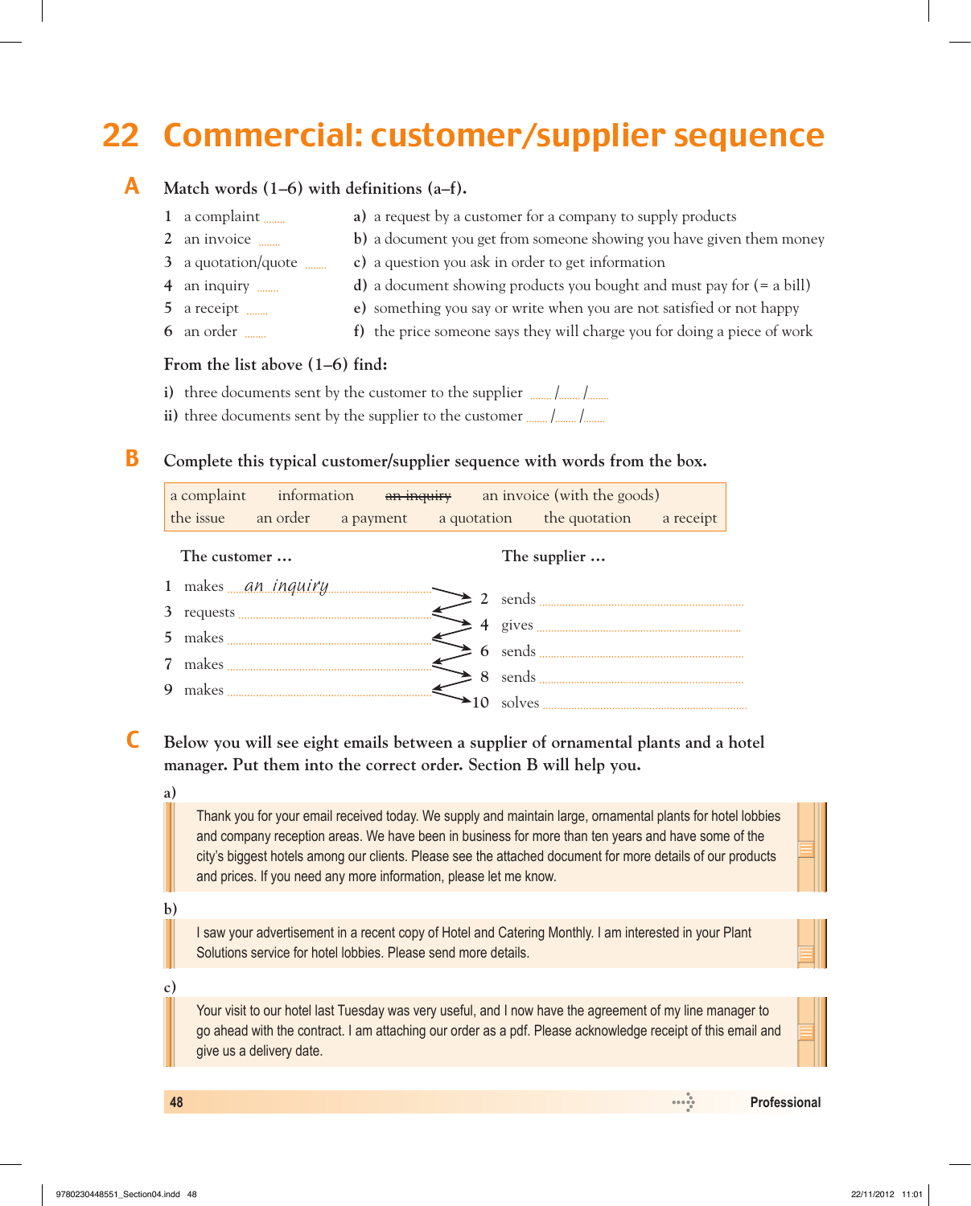# 22 Commercial: customer/supplier sequence

## A

**Match words (1–6) with definitions (a–f).**

| | |
|---|---|
| 1 a complaint ........ | a) a request by a customer for a company to supply products |
| 2 an invoice ........ | b) a document you get from someone showing you have given them money |
| 3 a quotation/quote ........ | c) a question you ask in order to get information |
| 4 an inquiry ........ | d) a document showing products you bought and must pay for (= a bill) |
| 5 a receipt ........ | e) something you say or write when you are not satisfied or not happy |
| 6 an order ........ | f) the price someone says they will charge you for doing a piece of work |

**From the list above (1–6) find:**

i) three documents sent by the customer to the supplier ........ / ........ / ........

ii) three documents sent by the supplier to the customer ........ / ........ / ........

## B

**Complete this typical customer/supplier sequence with words from the box.**

| | | | | |
|---|---|---|---|---|
| a complaint | information | ~~an inquiry~~ | an invoice (with the goods) | |
| the issue | an order | a payment | a quotation | the quotation | a receipt |

| The customer … | The supplier … |
|---|---|
| 1 makes *an inquiry* | 2 sends ........................ |
| 3 requests ........................ | 4 gives ........................ |
| 5 makes ........................ | 6 sends ........................ |
| 7 makes ........................ | 8 sends ........................ |
| 9 makes ........................ | 10 solves ........................ |

## C

**Below you will see eight emails between a supplier of ornamental plants and a hotel manager. Put them into the correct order. Section B will help you.**

**a)**

Thank you for your email received today. We supply and maintain large, ornamental plants for hotel lobbies and company reception areas. We have been in business for more than ten years and have some of the city's biggest hotels among our clients. Please see the attached document for more details of our products and prices. If you need any more information, please let me know.

**b)**

I saw your advertisement in a recent copy of Hotel and Catering Monthly. I am interested in your Plant Solutions service for hotel lobbies. Please send more details.

**c)**

Your visit to our hotel last Tuesday was very useful, and I now have the agreement of my line manager to go ahead with the contract. I am attaching our order as a pdf. Please acknowledge receipt of this email and give us a delivery date.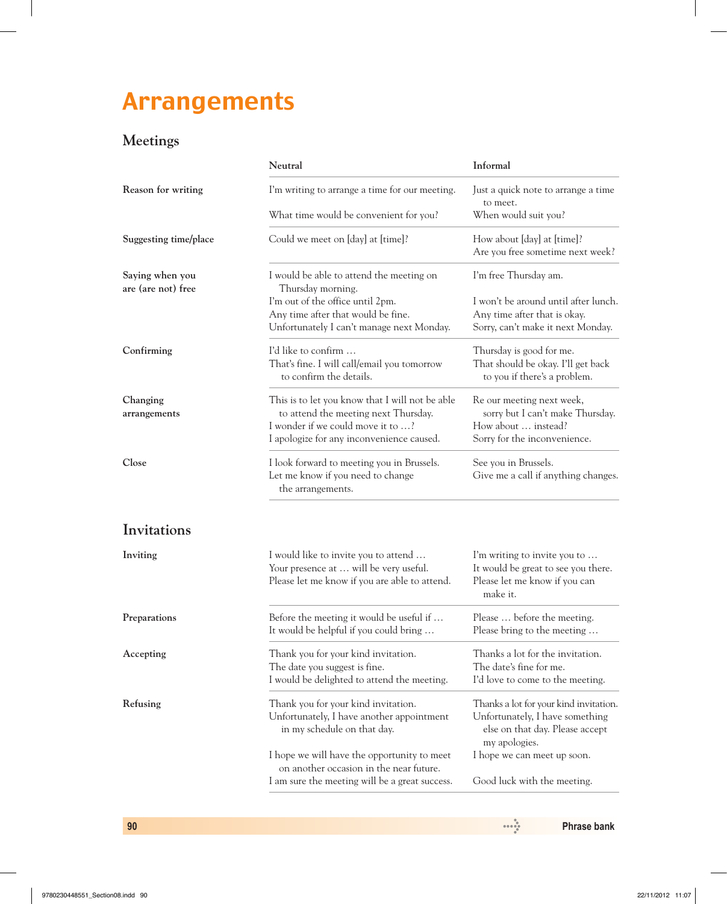# Arrangements

## Meetings

| | Neutral | Informal |
|---|---|---|
| **Reason for writing** | I'm writing to arrange a time for our meeting.<br>What time would be convenient for you? | Just a quick note to arrange a time to meet.<br>When would suit you? |
| **Suggesting time/place** | Could we meet on [day] at [time]? | How about [day] at [time]?<br>Are you free sometime next week? |
| **Saying when you are (are not) free** | I would be able to attend the meeting on Thursday morning.<br>I'm out of the office until 2pm.<br>Any time after that would be fine.<br>Unfortunately I can't manage next Monday. | I'm free Thursday am.<br>I won't be around until after lunch.<br>Any time after that is okay.<br>Sorry, can't make it next Monday. |
| **Confirming** | I'd like to confirm …<br>That's fine. I will call/email you tomorrow to confirm the details. | Thursday is good for me.<br>That should be okay. I'll get back to you if there's a problem. |
| **Changing arrangements** | This is to let you know that I will not be able to attend the meeting next Thursday.<br>I wonder if we could move it to …?<br>I apologize for any inconvenience caused. | Re our meeting next week, sorry but I can't make Thursday.<br>How about … instead?<br>Sorry for the inconvenience. |
| **Close** | I look forward to meeting you in Brussels.<br>Let me know if you need to change the arrangements. | See you in Brussels.<br>Give me a call if anything changes. |

## Invitations

| | Neutral | Informal |
|---|---|---|
| **Inviting** | I would like to invite you to attend …<br>Your presence at … will be very useful.<br>Please let me know if you are able to attend. | I'm writing to invite you to …<br>It would be great to see you there.<br>Please let me know if you can make it. |
| **Preparations** | Before the meeting it would be useful if …<br>It would be helpful if you could bring … | Please … before the meeting.<br>Please bring to the meeting … |
| **Accepting** | Thank you for your kind invitation.<br>The date you suggest is fine.<br>I would be delighted to attend the meeting. | Thanks a lot for the invitation.<br>The date's fine for me.<br>I'd love to come to the meeting. |
| **Refusing** | Thank you for your kind invitation.<br>Unfortunately, I have another appointment in my schedule on that day.<br>I hope we will have the opportunity to meet on another occasion in the near future.<br>I am sure the meeting will be a great success. | Thanks a lot for your kind invitation.<br>Unfortunately, I have something else on that day. Please accept my apologies.<br>I hope we can meet up soon.<br>Good luck with the meeting. |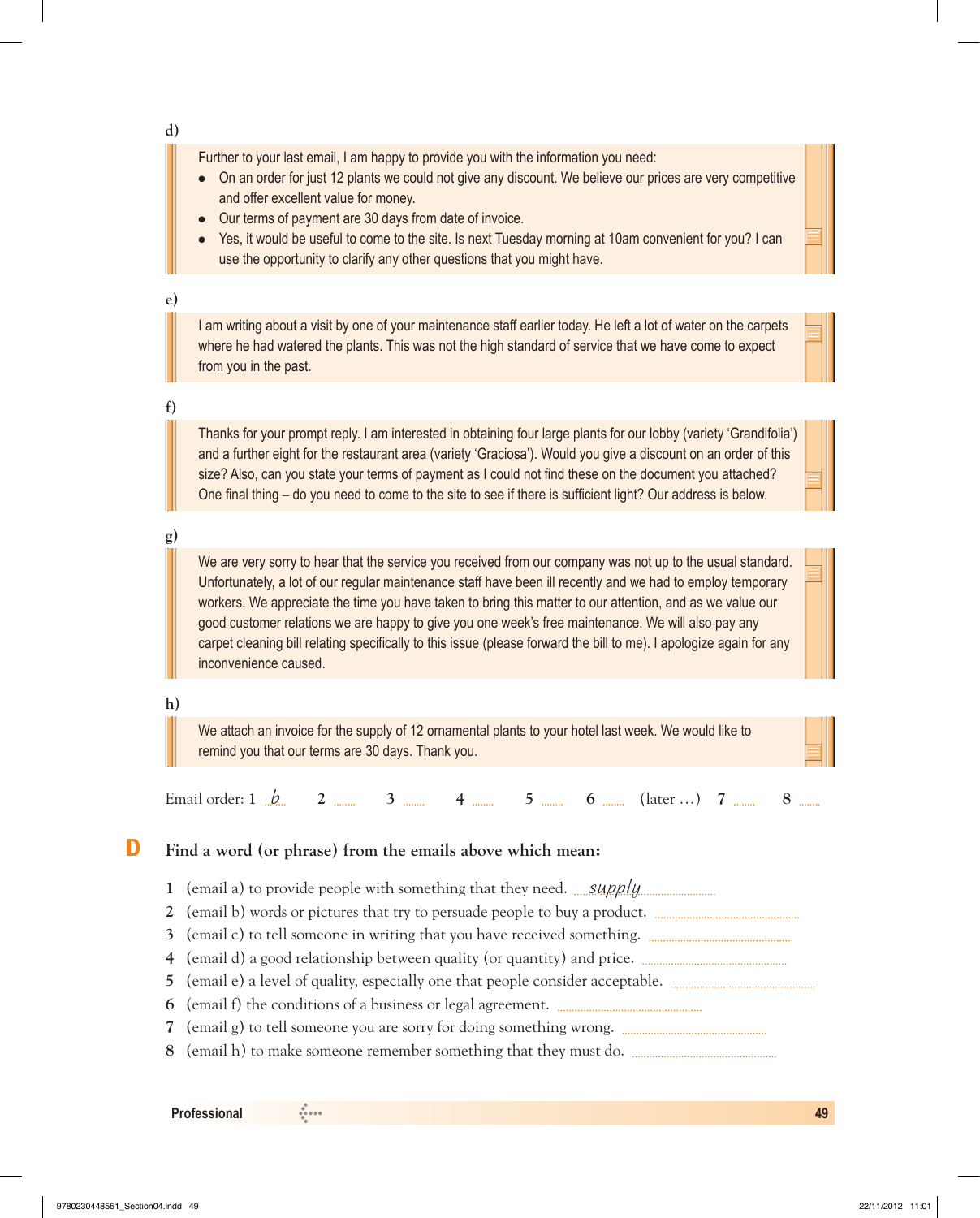d)

> Further to your last email, I am happy to provide you with the information you need:
>
> - On an order for just 12 plants we could not give any discount. We believe our prices are very competitive and offer excellent value for money.
> - Our terms of payment are 30 days from date of invoice.
> - Yes, it would be useful to come to the site. Is next Tuesday morning at 10am convenient for you? I can use the opportunity to clarify any other questions that you might have.

e)

> I am writing about a visit by one of your maintenance staff earlier today. He left a lot of water on the carpets where he had watered the plants. This was not the high standard of service that we have come to expect from you in the past.

f)

> Thanks for your prompt reply. I am interested in obtaining four large plants for our lobby (variety 'Grandifolia') and a further eight for the restaurant area (variety 'Graciosa'). Would you give a discount on an order of this size? Also, can you state your terms of payment as I could not find these on the document you attached? One final thing – do you need to come to the site to see if there is sufficient light? Our address is below.

g)

> We are very sorry to hear that the service you received from our company was not up to the usual standard. Unfortunately, a lot of our regular maintenance staff have been ill recently and we had to employ temporary workers. We appreciate the time you have taken to bring this matter to our attention, and as we value our good customer relations we are happy to give you one week's free maintenance. We will also pay any carpet cleaning bill relating specifically to this issue (please forward the bill to me). I apologize again for any inconvenience caused.

h)

> We attach an invoice for the supply of 12 ornamental plants to your hotel last week. We would like to remind you that our terms are 30 days. Thank you.

Email order: 1 *b* 2 ........ 3 ........ 4 ........ 5 ........ 6 ........ (later …) 7 ........ 8 ........

## D Find a word (or phrase) from the emails above which mean:

1. (email a) to provide people with something that they need. *supply*
2. (email b) words or pictures that try to persuade people to buy a product. ........................
3. (email c) to tell someone in writing that you have received something. ........................
4. (email d) a good relationship between quality (or quantity) and price. ........................
5. (email e) a level of quality, especially one that people consider acceptable. ........................
6. (email f) the conditions of a business or legal agreement. ........................
7. (email g) to tell someone you are sorry for doing something wrong. ........................
8. (email h) to make someone remember something that they must do. ........................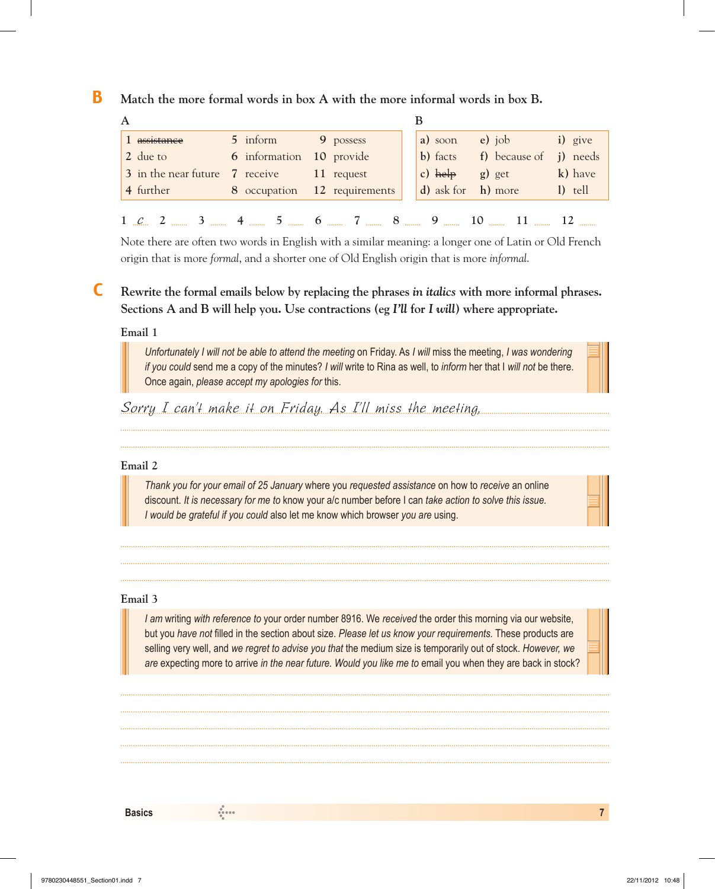## B Match the more formal words in box A with the more informal words in box B.

A

| | | |
|---|---|---|
| 1 ~~assistance~~ | 5 inform | 9 possess |
| 2 due to | 6 information | 10 provide |
| 3 in the near future | 7 receive | 11 request |
| 4 further | 8 occupation | 12 requirements |

B

| | | |
|---|---|---|
| a) soon | e) job | i) give |
| b) facts | f) because of | j) needs |
| c) ~~help~~ | g) get | k) have |
| d) ask for | h) more | l) tell |

1 *c* 2 ...... 3 ...... 4 ...... 5 ...... 6 ...... 7 ...... 8 ...... 9 ...... 10 ...... 11 ...... 12 ......

Note there are often two words in English with a similar meaning: a longer one of Latin or Old French origin that is more *formal*, and a shorter one of Old English origin that is more *informal*.

## C Rewrite the formal emails below by replacing the phrases *in italics* with more informal phrases. Sections A and B will help you. Use contractions (eg *I'll* for *I will*) where appropriate.

**Email 1**

> *Unfortunately I will not be able to attend the meeting* on Friday. As *I will* miss the meeting, *I was wondering if you could* send me a copy of the minutes? *I will* write to Rina as well, to *inform* her that I *will not* be there. Once again, *please accept my apologies for* this.

*Sorry I can't make it on Friday. As I'll miss the meeting,*

..........................................................................................

..........................................................................................

**Email 2**

> *Thank you for your email of 25 January* where you *requested assistance* on how to *receive* an online discount. *It is necessary for me to* know your a/c number before I can *take action to solve this issue. I would be grateful if you could* also let me know which browser *you are* using.

..........................................................................................

..........................................................................................

..........................................................................................

**Email 3**

> *I am* writing *with reference to* your order number 8916. We *received* the order this morning via our website, but you *have not* filled in the section about size. *Please let us know your requirements.* These products are selling very well, and *we regret to advise you that* the medium size is temporarily out of stock. *However, we are* expecting more to arrive *in the near future. Would you like me to* email you when they are back in stock?

..........................................................................................

..........................................................................................

..........................................................................................

..........................................................................................

..........................................................................................